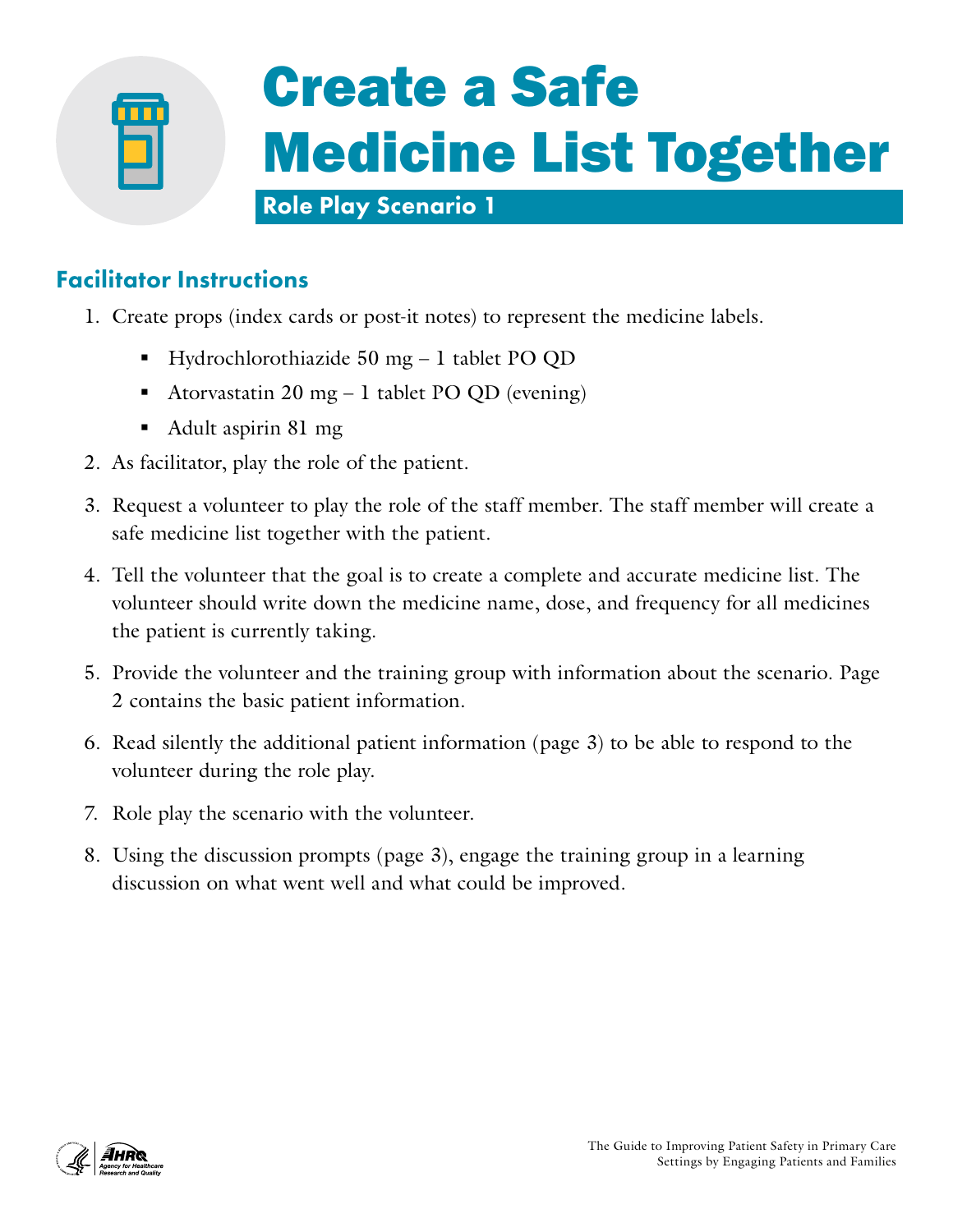# Create a Safe Medicine List Together

## Role Play Scenario 1

### Facilitator Instructions

1. Create props (index cards or post-it notes) to represent the medicine labels.
   - Hydrochlorothiazide 50 mg – 1 tablet PO QD
   - Atorvastatin 20 mg – 1 tablet PO QD (evening)
   - Adult aspirin 81 mg
2. As facilitator, play the role of the patient.
3. Request a volunteer to play the role of the staff member. The staff member will create a safe medicine list together with the patient.
4. Tell the volunteer that the goal is to create a complete and accurate medicine list. The volunteer should write down the medicine name, dose, and frequency for all medicines the patient is currently taking.
5. Provide the volunteer and the training group with information about the scenario. Page 2 contains the basic patient information.
6. Read silently the additional patient information (page 3) to be able to respond to the volunteer during the role play.
7. Role play the scenario with the volunteer.
8. Using the discussion prompts (page 3), engage the training group in a learning discussion on what went well and what could be improved.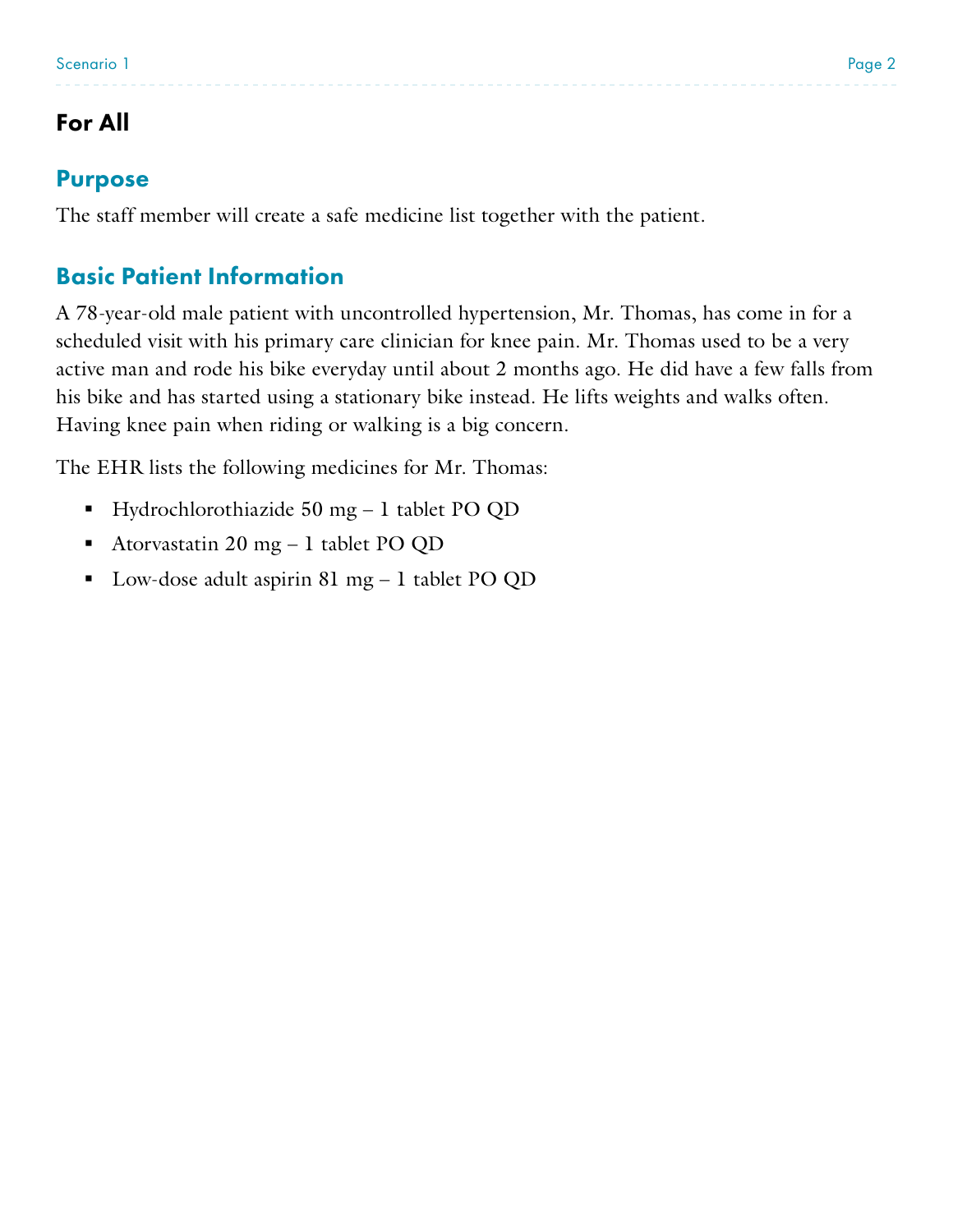## For All

### Purpose

The staff member will create a safe medicine list together with the patient.

### Basic Patient Information

A 78-year-old male patient with uncontrolled hypertension, Mr. Thomas, has come in for a scheduled visit with his primary care clinician for knee pain. Mr. Thomas used to be a very active man and rode his bike everyday until about 2 months ago. He did have a few falls from his bike and has started using a stationary bike instead. He lifts weights and walks often. Having knee pain when riding or walking is a big concern.

The EHR lists the following medicines for Mr. Thomas:

- Hydrochlorothiazide 50 mg – 1 tablet PO QD
- Atorvastatin 20 mg – 1 tablet PO QD
- Low-dose adult aspirin 81 mg – 1 tablet PO QD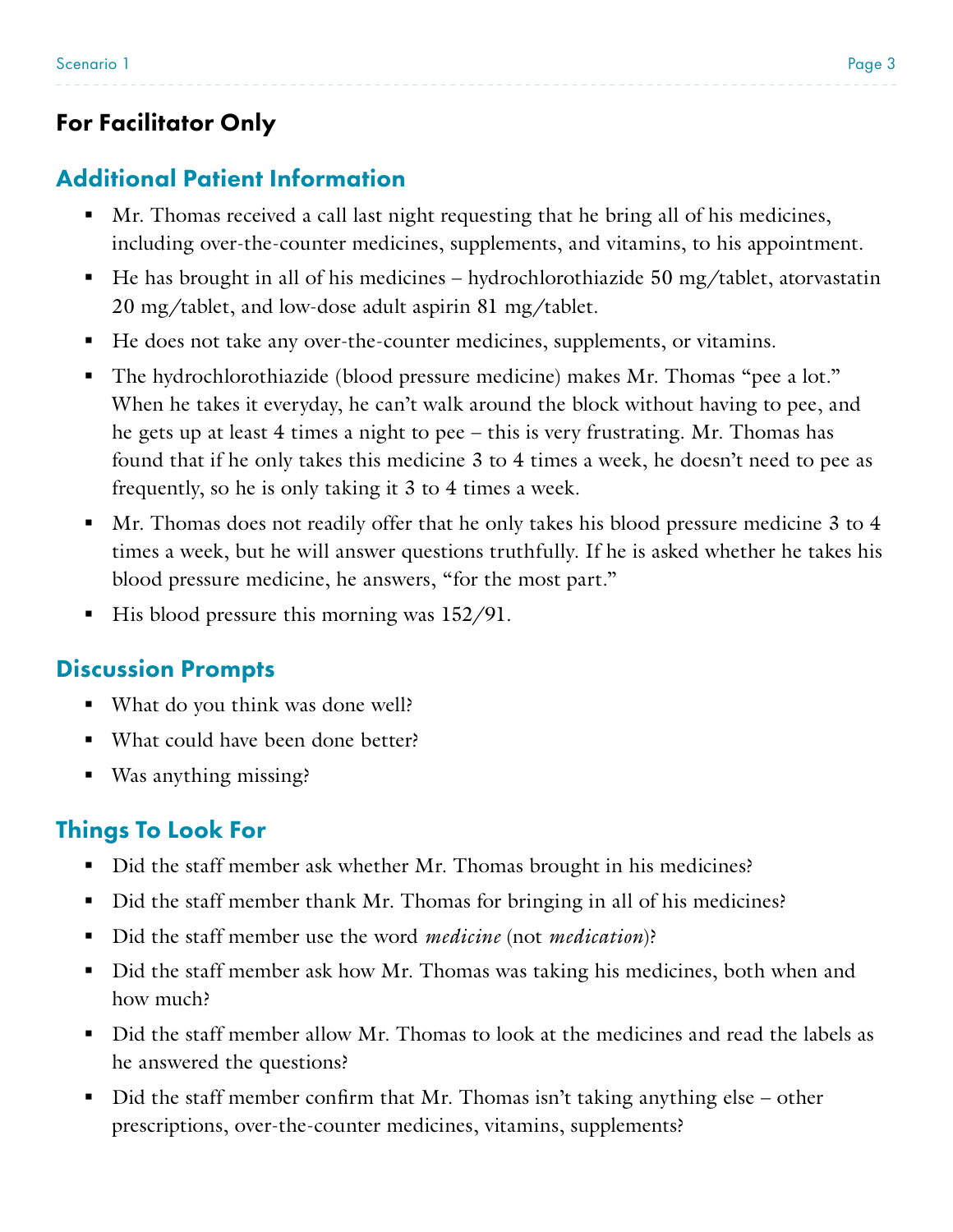## For Facilitator Only

### Additional Patient Information

- Mr. Thomas received a call last night requesting that he bring all of his medicines, including over-the-counter medicines, supplements, and vitamins, to his appointment.
- He has brought in all of his medicines – hydrochlorothiazide 50 mg/tablet, atorvastatin 20 mg/tablet, and low-dose adult aspirin 81 mg/tablet.
- He does not take any over-the-counter medicines, supplements, or vitamins.
- The hydrochlorothiazide (blood pressure medicine) makes Mr. Thomas "pee a lot." When he takes it everyday, he can't walk around the block without having to pee, and he gets up at least 4 times a night to pee – this is very frustrating. Mr. Thomas has found that if he only takes this medicine 3 to 4 times a week, he doesn't need to pee as frequently, so he is only taking it 3 to 4 times a week.
- Mr. Thomas does not readily offer that he only takes his blood pressure medicine 3 to 4 times a week, but he will answer questions truthfully. If he is asked whether he takes his blood pressure medicine, he answers, "for the most part."
- His blood pressure this morning was 152/91.

### Discussion Prompts

- What do you think was done well?
- What could have been done better?
- Was anything missing?

### Things To Look For

- Did the staff member ask whether Mr. Thomas brought in his medicines?
- Did the staff member thank Mr. Thomas for bringing in all of his medicines?
- Did the staff member use the word *medicine* (not *medication*)?
- Did the staff member ask how Mr. Thomas was taking his medicines, both when and how much?
- Did the staff member allow Mr. Thomas to look at the medicines and read the labels as he answered the questions?
- Did the staff member confirm that Mr. Thomas isn't taking anything else – other prescriptions, over-the-counter medicines, vitamins, supplements?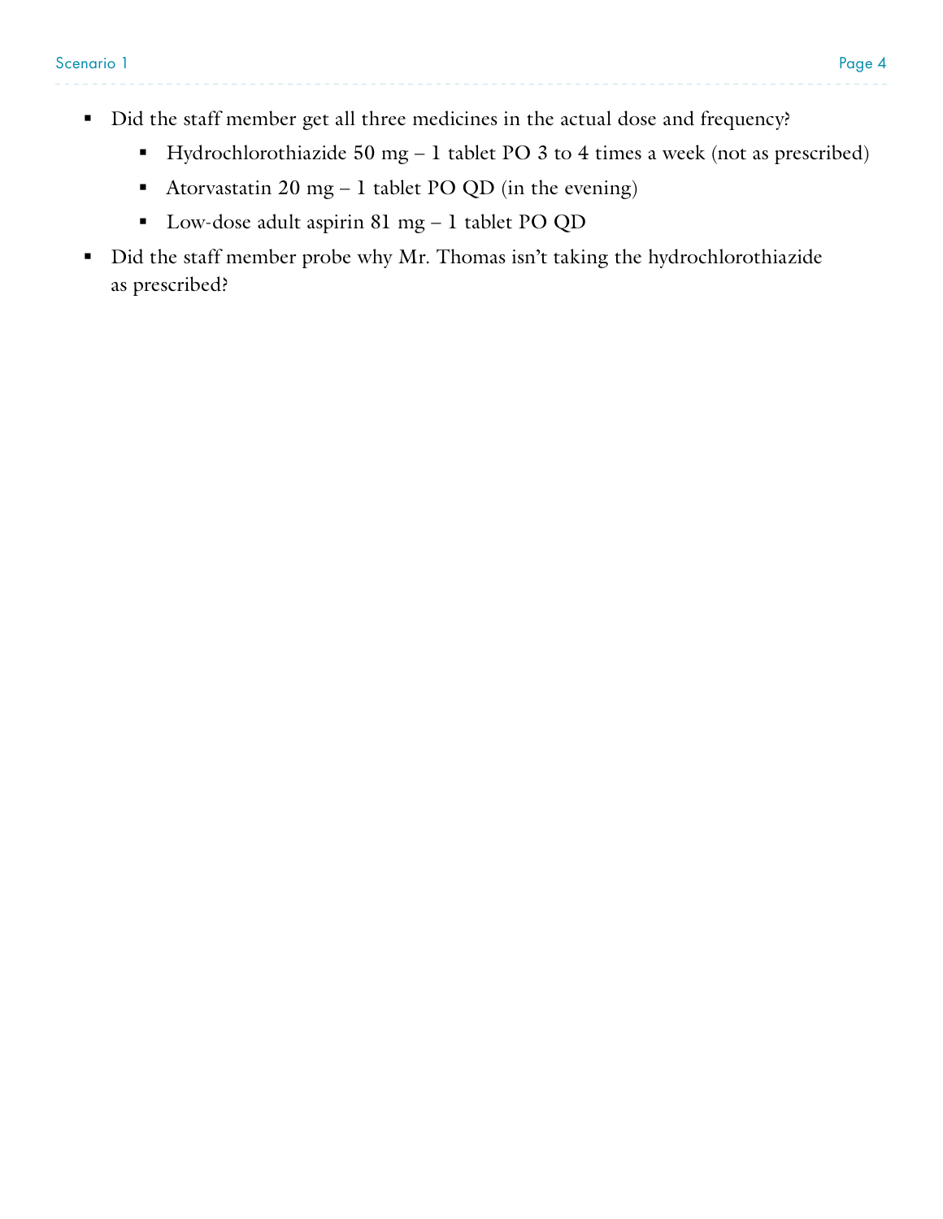- Did the staff member get all three medicines in the actual dose and frequency?
  - Hydrochlorothiazide 50 mg – 1 tablet PO 3 to 4 times a week (not as prescribed)
  - Atorvastatin 20 mg – 1 tablet PO QD (in the evening)
  - Low-dose adult aspirin 81 mg – 1 tablet PO QD
- Did the staff member probe why Mr. Thomas isn't taking the hydrochlorothiazide as prescribed?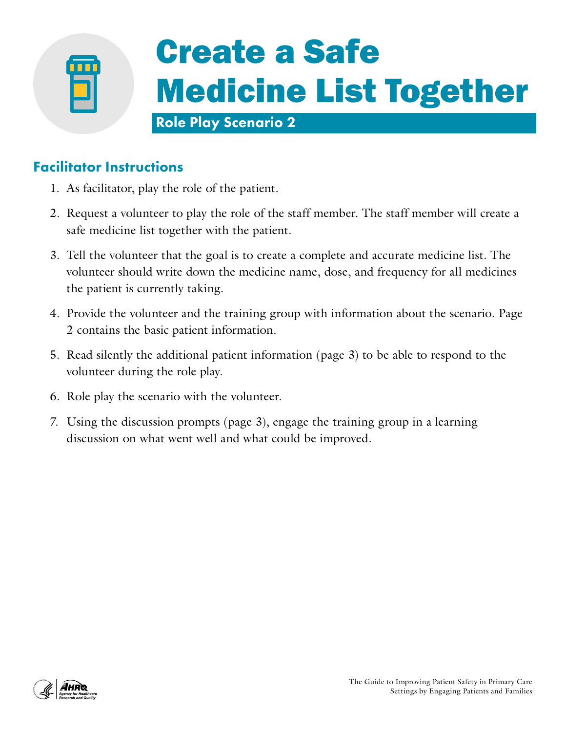# Create a Safe Medicine List Together

## Role Play Scenario 2

### Facilitator Instructions

1. As facilitator, play the role of the patient.
2. Request a volunteer to play the role of the staff member. The staff member will create a safe medicine list together with the patient.
3. Tell the volunteer that the goal is to create a complete and accurate medicine list. The volunteer should write down the medicine name, dose, and frequency for all medicines the patient is currently taking.
4. Provide the volunteer and the training group with information about the scenario. Page 2 contains the basic patient information.
5. Read silently the additional patient information (page 3) to be able to respond to the volunteer during the role play.
6. Role play the scenario with the volunteer.
7. Using the discussion prompts (page 3), engage the training group in a learning discussion on what went well and what could be improved.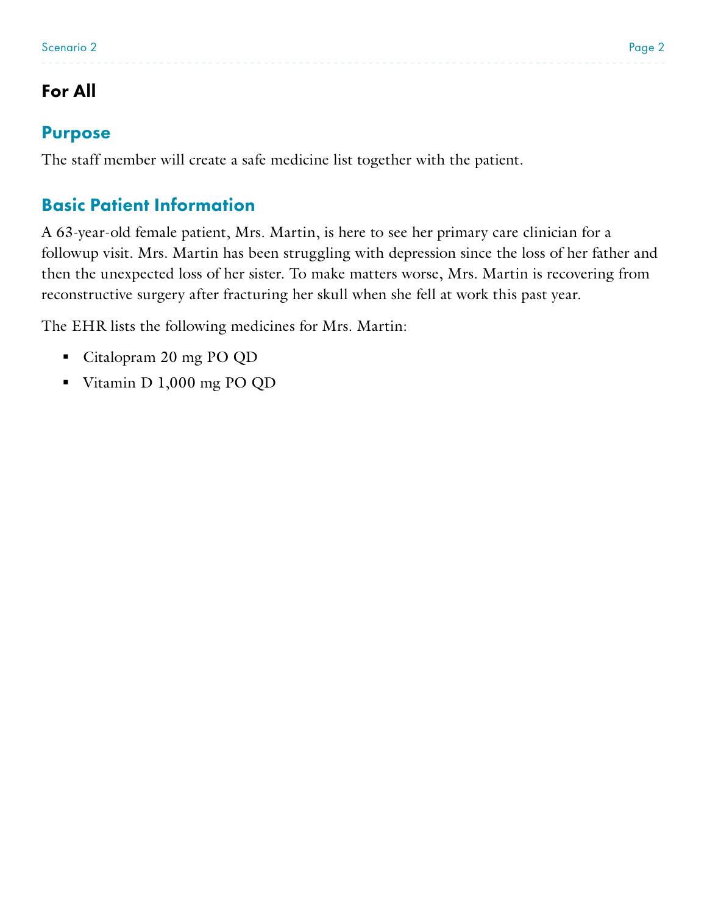## For All

### Purpose

The staff member will create a safe medicine list together with the patient.

### Basic Patient Information

A 63-year-old female patient, Mrs. Martin, is here to see her primary care clinician for a followup visit. Mrs. Martin has been struggling with depression since the loss of her father and then the unexpected loss of her sister. To make matters worse, Mrs. Martin is recovering from reconstructive surgery after fracturing her skull when she fell at work this past year.

The EHR lists the following medicines for Mrs. Martin:

- Citalopram 20 mg PO QD
- Vitamin D 1,000 mg PO QD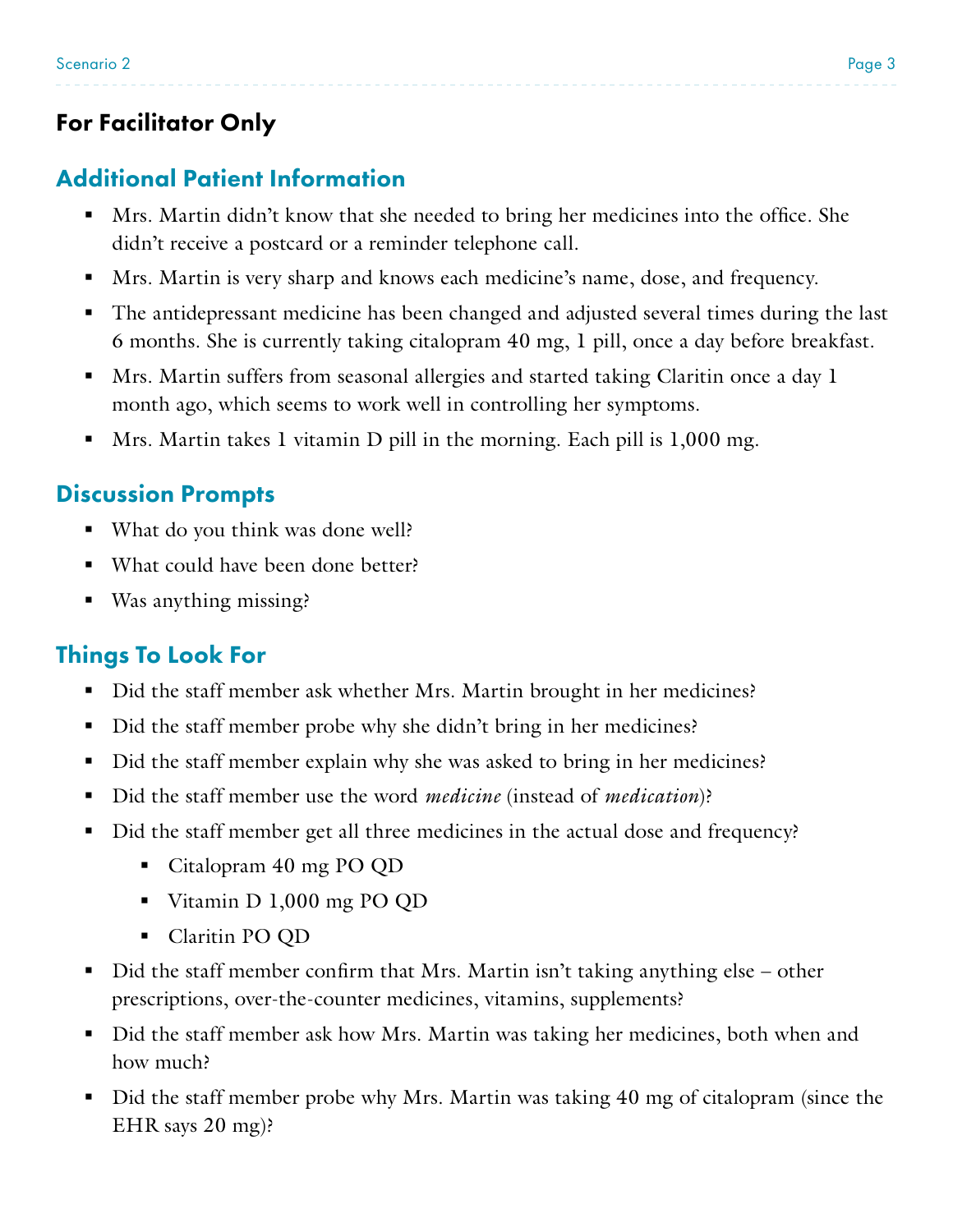## For Facilitator Only

### Additional Patient Information

- Mrs. Martin didn't know that she needed to bring her medicines into the office. She didn't receive a postcard or a reminder telephone call.
- Mrs. Martin is very sharp and knows each medicine's name, dose, and frequency.
- The antidepressant medicine has been changed and adjusted several times during the last 6 months. She is currently taking citalopram 40 mg, 1 pill, once a day before breakfast.
- Mrs. Martin suffers from seasonal allergies and started taking Claritin once a day 1 month ago, which seems to work well in controlling her symptoms.
- Mrs. Martin takes 1 vitamin D pill in the morning. Each pill is 1,000 mg.

### Discussion Prompts

- What do you think was done well?
- What could have been done better?
- Was anything missing?

### Things To Look For

- Did the staff member ask whether Mrs. Martin brought in her medicines?
- Did the staff member probe why she didn't bring in her medicines?
- Did the staff member explain why she was asked to bring in her medicines?
- Did the staff member use the word *medicine* (instead of *medication*)?
- Did the staff member get all three medicines in the actual dose and frequency?
  - Citalopram 40 mg PO QD
  - Vitamin D 1,000 mg PO QD
  - Claritin PO QD
- Did the staff member confirm that Mrs. Martin isn't taking anything else – other prescriptions, over-the-counter medicines, vitamins, supplements?
- Did the staff member ask how Mrs. Martin was taking her medicines, both when and how much?
- Did the staff member probe why Mrs. Martin was taking 40 mg of citalopram (since the EHR says 20 mg)?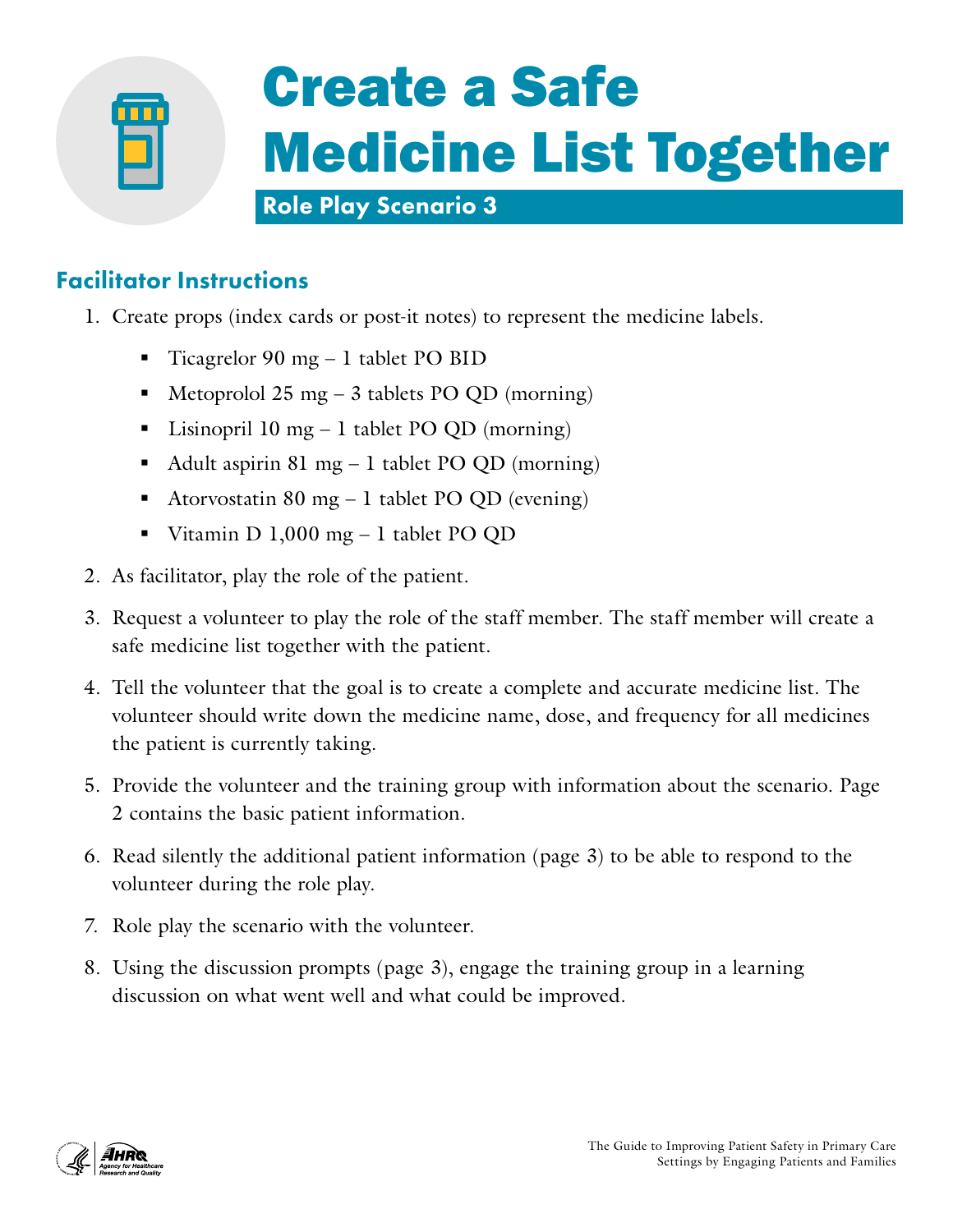# Create a Safe Medicine List Together

## Role Play Scenario 3

### Facilitator Instructions

1. Create props (index cards or post-it notes) to represent the medicine labels.
   - Ticagrelor 90 mg – 1 tablet PO BID
   - Metoprolol 25 mg – 3 tablets PO QD (morning)
   - Lisinopril 10 mg – 1 tablet PO QD (morning)
   - Adult aspirin 81 mg – 1 tablet PO QD (morning)
   - Atorvostatin 80 mg – 1 tablet PO QD (evening)
   - Vitamin D 1,000 mg – 1 tablet PO QD
2. As facilitator, play the role of the patient.
3. Request a volunteer to play the role of the staff member. The staff member will create a safe medicine list together with the patient.
4. Tell the volunteer that the goal is to create a complete and accurate medicine list. The volunteer should write down the medicine name, dose, and frequency for all medicines the patient is currently taking.
5. Provide the volunteer and the training group with information about the scenario. Page 2 contains the basic patient information.
6. Read silently the additional patient information (page 3) to be able to respond to the volunteer during the role play.
7. Role play the scenario with the volunteer.
8. Using the discussion prompts (page 3), engage the training group in a learning discussion on what went well and what could be improved.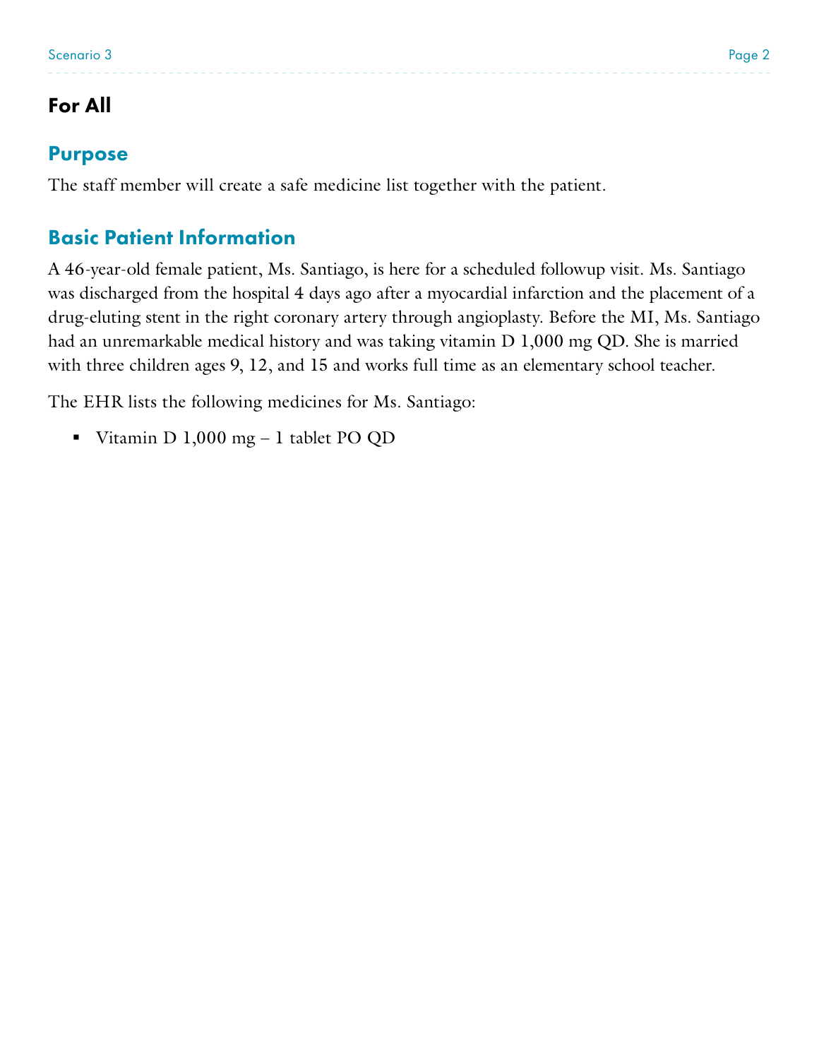## For All

### Purpose

The staff member will create a safe medicine list together with the patient.

### Basic Patient Information

A 46-year-old female patient, Ms. Santiago, is here for a scheduled followup visit. Ms. Santiago was discharged from the hospital 4 days ago after a myocardial infarction and the placement of a drug-eluting stent in the right coronary artery through angioplasty. Before the MI, Ms. Santiago had an unremarkable medical history and was taking vitamin D 1,000 mg QD. She is married with three children ages 9, 12, and 15 and works full time as an elementary school teacher.

The EHR lists the following medicines for Ms. Santiago:

- Vitamin D 1,000 mg – 1 tablet PO QD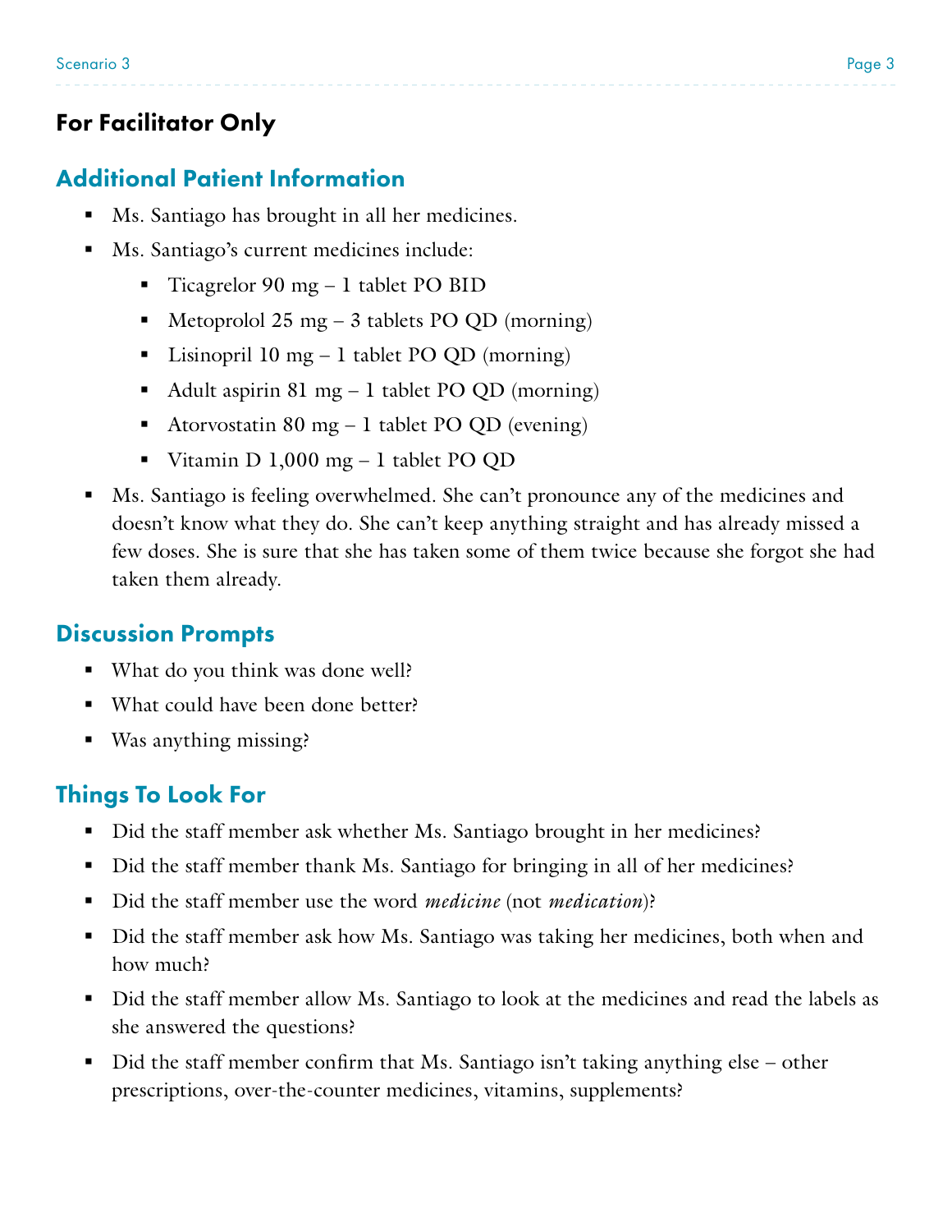## For Facilitator Only

### Additional Patient Information

- Ms. Santiago has brought in all her medicines.
- Ms. Santiago's current medicines include:
  - Ticagrelor 90 mg – 1 tablet PO BID
  - Metoprolol 25 mg – 3 tablets PO QD (morning)
  - Lisinopril 10 mg – 1 tablet PO QD (morning)
  - Adult aspirin 81 mg – 1 tablet PO QD (morning)
  - Atorvostatin 80 mg – 1 tablet PO QD (evening)
  - Vitamin D 1,000 mg – 1 tablet PO QD
- Ms. Santiago is feeling overwhelmed. She can't pronounce any of the medicines and doesn't know what they do. She can't keep anything straight and has already missed a few doses. She is sure that she has taken some of them twice because she forgot she had taken them already.

### Discussion Prompts

- What do you think was done well?
- What could have been done better?
- Was anything missing?

### Things To Look For

- Did the staff member ask whether Ms. Santiago brought in her medicines?
- Did the staff member thank Ms. Santiago for bringing in all of her medicines?
- Did the staff member use the word *medicine* (not *medication*)?
- Did the staff member ask how Ms. Santiago was taking her medicines, both when and how much?
- Did the staff member allow Ms. Santiago to look at the medicines and read the labels as she answered the questions?
- Did the staff member confirm that Ms. Santiago isn't taking anything else – other prescriptions, over-the-counter medicines, vitamins, supplements?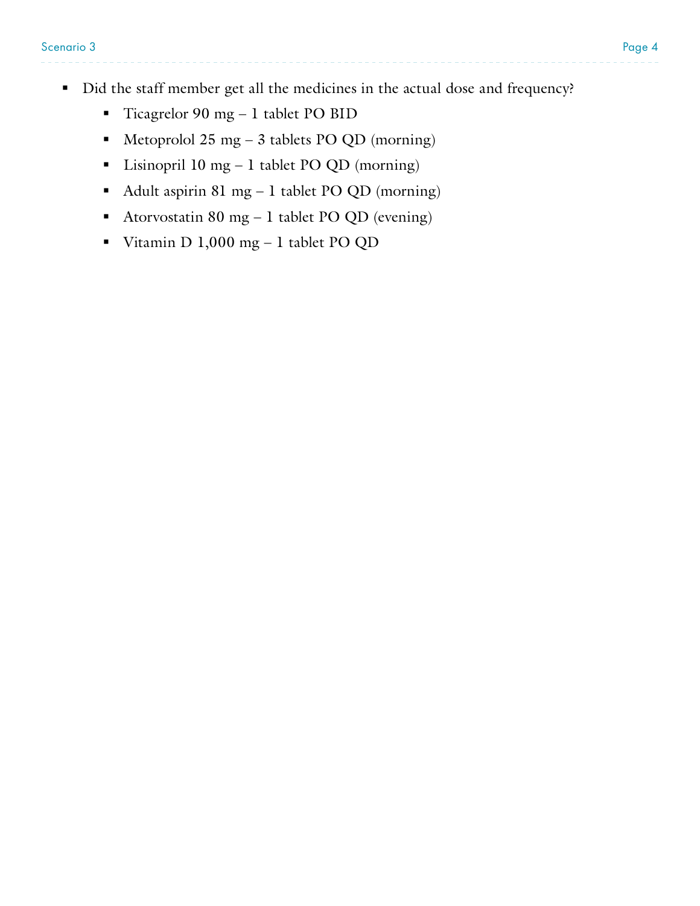- Did the staff member get all the medicines in the actual dose and frequency?
  - Ticagrelor 90 mg – 1 tablet PO BID
  - Metoprolol 25 mg – 3 tablets PO QD (morning)
  - Lisinopril 10 mg – 1 tablet PO QD (morning)
  - Adult aspirin 81 mg – 1 tablet PO QD (morning)
  - Atorvostatin 80 mg – 1 tablet PO QD (evening)
  - Vitamin D 1,000 mg – 1 tablet PO QD